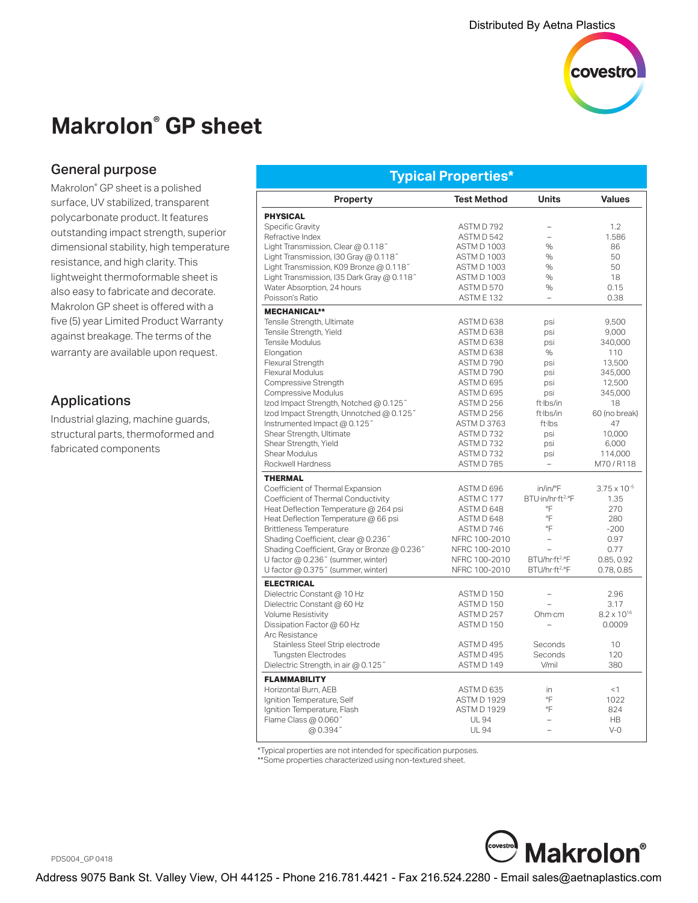Distributed By Aetna Plastics

# Makrolon® GP sheet

## General purpose

Makrolon® GP sheet is a polished surface, UV stabilized, transparent polycarbonate product. It features outstanding impact strength, superior dimensional stability, high temperature resistance, and high clarity. This lightweight thermoformable sheet is also easy to fabricate and decorate. Makrolon GP sheet is offered with a five (5) year Limited Product Warranty against breakage. The terms of the warranty are available upon request.

## Applications

Industrial glazing, machine guards, structural parts, thermoformed and fabricated components

## Typical Properties*

| Property | Test Method | Units | Values |
|---|---|---|---|
| **PHYSICAL** | | | |
| Specific Gravity | ASTM D 792 | – | 1.2 |
| Refractive Index | ASTM D 542 | – | 1.586 |
| Light Transmission, Clear @ 0.118˝ | ASTM D 1003 | % | 86 |
| Light Transmission, I30 Gray @ 0.118˝ | ASTM D 1003 | % | 50 |
| Light Transmission, K09 Bronze @ 0.118˝ | ASTM D 1003 | % | 50 |
| Light Transmission, I35 Dark Gray @ 0.118˝ | ASTM D 1003 | % | 18 |
| Water Absorption, 24 hours | ASTM D 570 | % | 0.15 |
| Poisson's Ratio | ASTM E 132 | – | 0.38 |
| **MECHANICAL**** | | | |
| Tensile Strength, Ultimate | ASTM D 638 | psi | 9,500 |
| Tensile Strength, Yield | ASTM D 638 | psi | 9,000 |
| Tensile Modulus | ASTM D 638 | psi | 340,000 |
| Elongation | ASTM D 638 | % | 110 |
| Flexural Strength | ASTM D 790 | psi | 13,500 |
| Flexural Modulus | ASTM D 790 | psi | 345,000 |
| Compressive Strength | ASTM D 695 | psi | 12,500 |
| Compressive Modulus | ASTM D 695 | psi | 345,000 |
| Izod Impact Strength, Notched @ 0.125˝ | ASTM D 256 | ft·lbs/in | 18 |
| Izod Impact Strength, Unnotched @ 0.125˝ | ASTM D 256 | ft·lbs/in | 60 (no break) |
| Instrumented Impact @ 0.125˝ | ASTM D 3763 | ft·lbs | 47 |
| Shear Strength, Ultimate | ASTM D 732 | psi | 10,000 |
| Shear Strength, Yield | ASTM D 732 | psi | 6,000 |
| Shear Modulus | ASTM D 732 | psi | 114,000 |
| Rockwell Hardness | ASTM D 785 | – | M70 / R118 |
| **THERMAL** | | | |
| Coefficient of Thermal Expansion | ASTM D 696 | in/in/°F | $3.75 \times 10^{-5}$ |
| Coefficient of Thermal Conductivity | ASTM C 177 | BTU·in/hr·ft$^2$·°F | 1.35 |
| Heat Deflection Temperature @ 264 psi | ASTM D 648 | °F | 270 |
| Heat Deflection Temperature @ 66 psi | ASTM D 648 | °F | 280 |
| Brittleness Temperature | ASTM D 746 | °F | -200 |
| Shading Coefficient, clear @ 0.236˝ | NFRC 100-2010 | – | 0.97 |
| Shading Coefficient, Gray or Bronze @ 0.236˝ | NFRC 100-2010 | – | 0.77 |
| U factor @ 0.236˝ (summer, winter) | NFRC 100-2010 | BTU/hr·ft$^2$·°F | 0.85, 0.92 |
| U factor @ 0.375˝ (summer, winter) | NFRC 100-2010 | BTU/hr·ft$^2$·°F | 0.78, 0.85 |
| **ELECTRICAL** | | | |
| Dielectric Constant @ 10 Hz | ASTM D 150 | – | 2.96 |
| Dielectric Constant @ 60 Hz | ASTM D 150 | – | 3.17 |
| Volume Resistivity | ASTM D 257 | Ohm·cm | $8.2 \times 10^{16}$ |
| Dissipation Factor @ 60 Hz | ASTM D 150 | – | 0.0009 |
| Arc Resistance | | | |
| Stainless Steel Strip electrode | ASTM D 495 | Seconds | 10 |
| Tungsten Electrodes | ASTM D 495 | Seconds | 120 |
| Dielectric Strength, in air @ 0.125˝ | ASTM D 149 | V/mil | 380 |
| **FLAMMABILITY** | | | |
| Horizontal Burn, AEB | ASTM D 635 | in | <1 |
| Ignition Temperature, Self | ASTM D 1929 | °F | 1022 |
| Ignition Temperature, Flash | ASTM D 1929 | °F | 824 |
| Flame Class @ 0.060˝ | UL 94 | – | HB |
| @ 0.394˝ | UL 94 | – | V-0 |

*Typical properties are not intended for specification purposes.
**Some properties characterized using non-textured sheet.

PDS004_GP 0418

Address 9075 Bank St. Valley View, OH 44125 - Phone 216.781.4421 - Fax 216.524.2280 - Email sales@aetnaplastics.com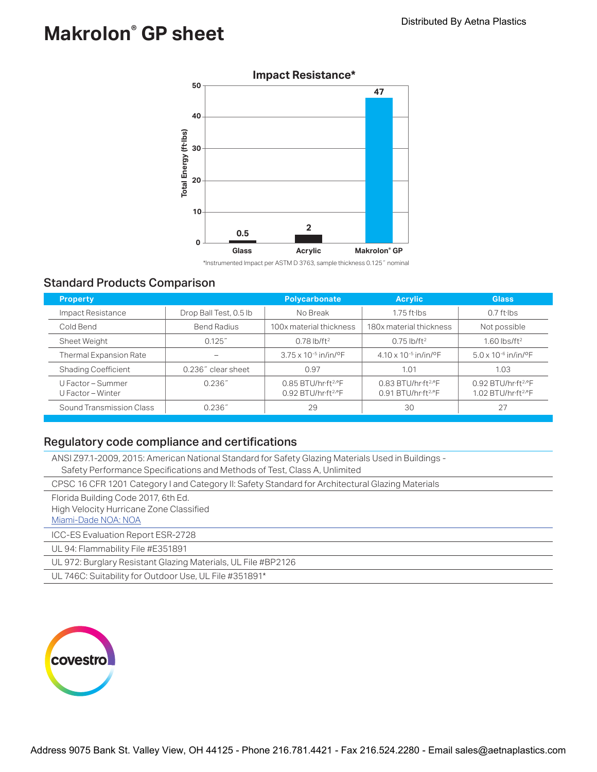# Makrolon® GP sheet

Distributed By Aetna Plastics

**Impact Resistance***

50
40
30
20
10
0

Total Energy (ft·lbs)

0.5
Glass

2
Acrylic

47
Makrolon® GP

*Instrumented Impact per ASTM D 3763, sample thickness 0.125˝ nominal

## Standard Products Comparison

| Property | | Polycarbonate | Acrylic | Glass |
|---|---|---|---|---|
| Impact Resistance | Drop Ball Test, 0.5 lb | No Break | 1.75 ft·lbs | 0.7 ft·lbs |
| Cold Bend | Bend Radius | 100x material thickness | 180x material thickness | Not possible |
| Sheet Weight | 0.125˝ | 0.78 lb/ft$^2$ | 0.75 lb/ft$^2$ | 1.60 lbs/ft$^2$ |
| Thermal Expansion Rate | – | $3.75 \times 10^{-5}$ in/in/°F | $4.10 \times 10^{-5}$ in/in/°F | $5.0 \times 10^{-6}$ in/in/°F |
| Shading Coefficient | 0.236˝ clear sheet | 0.97 | 1.01 | 1.03 |
| U Factor – Summer<br>U Factor – Winter | 0.236˝ | 0.85 BTU/hr·ft$^2$·°F<br>0.92 BTU/hr·ft$^2$·°F | 0.83 BTU/hr·ft$^2$·°F<br>0.91 BTU/hr·ft$^2$·°F | 0.92 BTU/hr·ft$^2$·°F<br>1.02 BTU/hr·ft$^2$·°F |
| Sound Transmission Class | 0.236˝ | 29 | 30 | 27 |

## Regulatory code compliance and certifications

ANSI Z97.1-2009, 2015: American National Standard for Safety Glazing Materials Used in Buildings - Safety Performance Specifications and Methods of Test, Class A, Unlimited

CPSC 16 CFR 1201 Category I and Category II: Safety Standard for Architectural Glazing Materials

Florida Building Code 2017, 6th Ed.
High Velocity Hurricane Zone Classified
Miami-Dade NOA: NOA

ICC-ES Evaluation Report ESR-2728

UL 94: Flammability File #E351891

UL 972: Burglary Resistant Glazing Materials, UL File #BP2126

UL 746C: Suitability for Outdoor Use, UL File #351891*

covestro

Address 9075 Bank St. Valley View, OH 44125 - Phone 216.781.4421 - Fax 216.524.2280 - Email sales@aetnaplastics.com